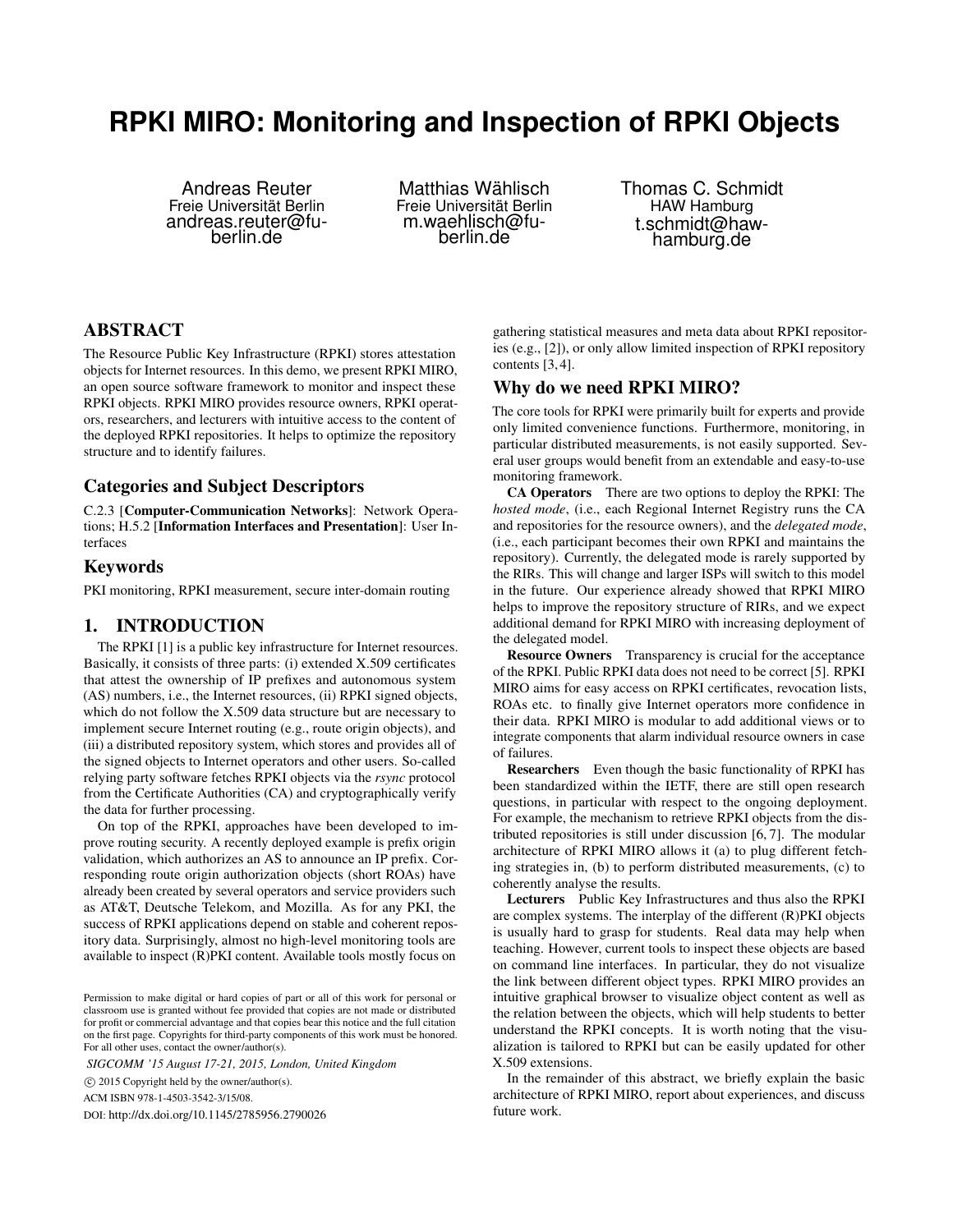# RPKI MIRO: Monitoring and Inspection of RPKI Objects

Andreas Reuter
Freie Universität Berlin
andreas.reuter@fu-berlin.de

Matthias Wählisch
Freie Universität Berlin
m.waehlisch@fu-berlin.de

Thomas C. Schmidt
HAW Hamburg
t.schmidt@haw-hamburg.de

## ABSTRACT

The Resource Public Key Infrastructure (RPKI) stores attestation objects for Internet resources. In this demo, we present RPKI MIRO, an open source software framework to monitor and inspect these RPKI objects. RPKI MIRO provides resource owners, RPKI operators, researchers, and lecturers with intuitive access to the content of the deployed RPKI repositories. It helps to optimize the repository structure and to identify failures.

## Categories and Subject Descriptors

C.2.3 [**Computer-Communication Networks**]: Network Operations; H.5.2 [**Information Interfaces and Presentation**]: User Interfaces

## Keywords

PKI monitoring, RPKI measurement, secure inter-domain routing

## 1. INTRODUCTION

The RPKI [1] is a public key infrastructure for Internet resources. Basically, it consists of three parts: (i) extended X.509 certificates that attest the ownership of IP prefixes and autonomous system (AS) numbers, i.e., the Internet resources, (ii) RPKI signed objects, which do not follow the X.509 data structure but are necessary to implement secure Internet routing (e.g., route origin objects), and (iii) a distributed repository system, which stores and provides all of the signed objects to Internet operators and other users. So-called relying party software fetches RPKI objects via the *rsync* protocol from the Certificate Authorities (CA) and cryptographically verify the data for further processing.

On top of the RPKI, approaches have been developed to improve routing security. A recently deployed example is prefix origin validation, which authorizes an AS to announce an IP prefix. Corresponding route origin authorization objects (short ROAs) have already been created by several operators and service providers such as AT&T, Deutsche Telekom, and Mozilla. As for any PKI, the success of RPKI applications depend on stable and coherent repository data. Surprisingly, almost no high-level monitoring tools are available to inspect (R)PKI content. Available tools mostly focus on gathering statistical measures and meta data about RPKI repositories (e.g., [2]), or only allow limited inspection of RPKI repository contents [3, 4].

### Why do we need RPKI MIRO?

The core tools for RPKI were primarily built for experts and provide only limited convenience functions. Furthermore, monitoring, in particular distributed measurements, is not easily supported. Several user groups would benefit from an extendable and easy-to-use monitoring framework.

**CA Operators** There are two options to deploy the RPKI: The *hosted mode*, (i.e., each Regional Internet Registry runs the CA and repositories for the resource owners), and the *delegated mode*, (i.e., each participant becomes their own RPKI and maintains the repository). Currently, the delegated mode is rarely supported by the RIRs. This will change and larger ISPs will switch to this model in the future. Our experience already showed that RPKI MIRO helps to improve the repository structure of RIRs, and we expect additional demand for RPKI MIRO with increasing deployment of the delegated model.

**Resource Owners** Transparency is crucial for the acceptance of the RPKI. Public RPKI data does not need to be correct [5]. RPKI MIRO aims for easy access on RPKI certificates, revocation lists, ROAs etc. to finally give Internet operators more confidence in their data. RPKI MIRO is modular to add additional views or to integrate components that alarm individual resource owners in case of failures.

**Researchers** Even though the basic functionality of RPKI has been standardized within the IETF, there are still open research questions, in particular with respect to the ongoing deployment. For example, the mechanism to retrieve RPKI objects from the distributed repositories is still under discussion [6, 7]. The modular architecture of RPKI MIRO allows it (a) to plug different fetching strategies in, (b) to perform distributed measurements, (c) to coherently analyse the results.

**Lecturers** Public Key Infrastructures and thus also the RPKI are complex systems. The interplay of the different (R)PKI objects is usually hard to grasp for students. Real data may help when teaching. However, current tools to inspect these objects are based on command line interfaces. In particular, they do not visualize the link between different object types. RPKI MIRO provides an intuitive graphical browser to visualize object content as well as the relation between the objects, which will help students to better understand the RPKI concepts. It is worth noting that the visualization is tailored to RPKI but can be easily updated for other X.509 extensions.

In the remainder of this abstract, we briefly explain the basic architecture of RPKI MIRO, report about experiences, and discuss future work.

Permission to make digital or hard copies of part or all of this work for personal or classroom use is granted without fee provided that copies are not made or distributed for profit or commercial advantage and that copies bear this notice and the full citation on the first page. Copyrights for third-party components of this work must be honored. For all other uses, contact the owner/author(s).

*SIGCOMM '15 August 17-21, 2015, London, United Kingdom*

© 2015 Copyright held by the owner/author(s).

ACM ISBN 978-1-4503-3542-3/15/08.

DOI: http://dx.doi.org/10.1145/2785956.2790026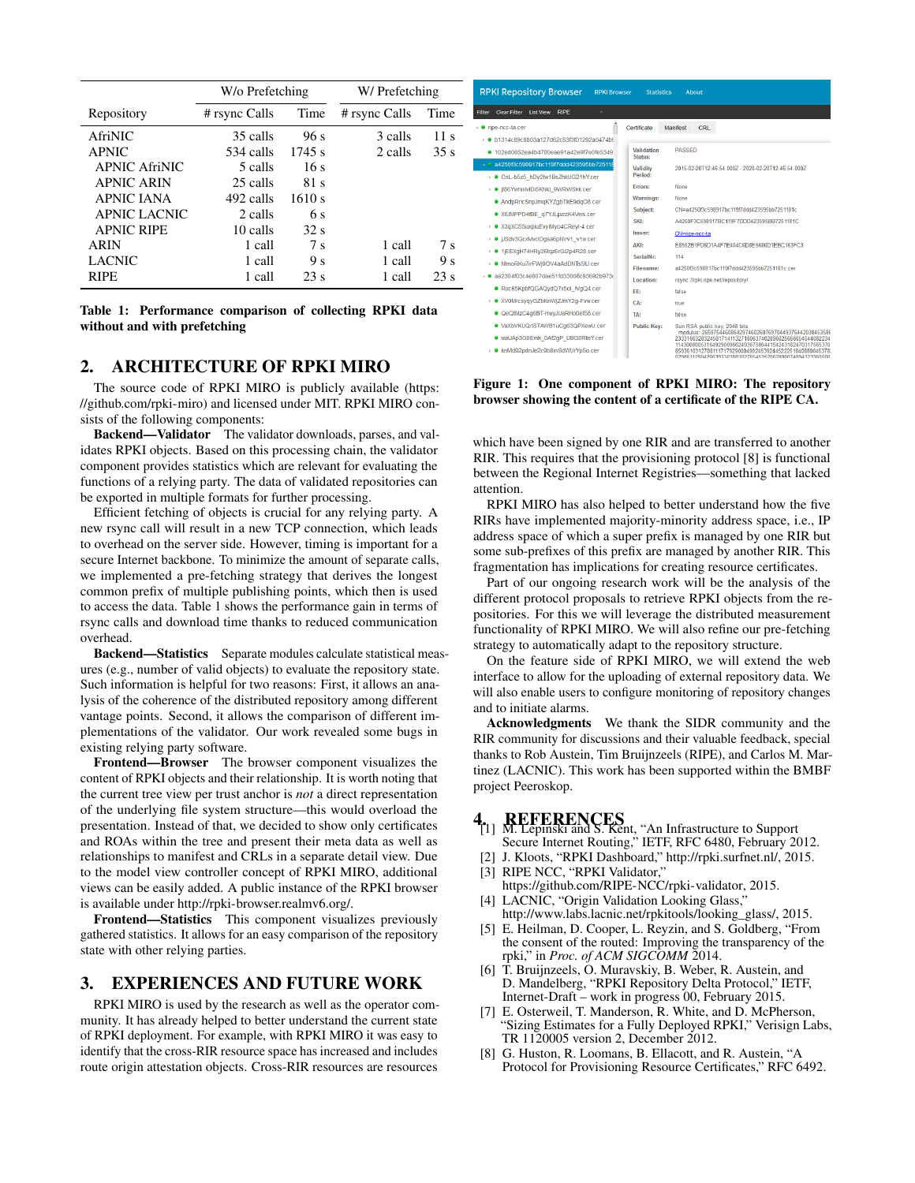| | W/o Prefetching | | W/ Prefetching | |
|---|---|---|---|---|
| Repository | # rsync Calls | Time | # rsync Calls | Time |
| AfriNIC | 35 calls | 96 s | 3 calls | 11 s |
| APNIC | 534 calls | 1745 s | 2 calls | 35 s |
| APNIC AfriNIC | 5 calls | 16 s | | |
| APNIC ARIN | 25 calls | 81 s | | |
| APNIC IANA | 492 calls | 1610 s | | |
| APNIC LACNIC | 2 calls | 6 s | | |
| APNIC RIPE | 10 calls | 32 s | | |
| ARIN | 1 call | 7 s | 1 call | 7 s |
| LACNIC | 1 call | 9 s | 1 call | 9 s |
| RIPE | 1 call | 23 s | 1 call | 23 s |

**Table 1: Performance comparison of collecting RPKI data without and with prefetching**

## 2. ARCHITECTURE OF RPKI MIRO

The source code of RPKI MIRO is publicly available (https://github.com/rpki-miro) and licensed under MIT. RPKI MIRO consists of the following components:

**Backend—Validator** The validator downloads, parses, and validates RPKI objects. Based on this processing chain, the validator component provides statistics which are relevant for evaluating the functions of a relying party. The data of validated repositories can be exported in multiple formats for further processing.

Efficient fetching of objects is crucial for any relying party. A new rsync call will result in a new TCP connection, which leads to overhead on the server side. However, timing is important for a secure Internet backbone. To minimize the amount of separate calls, we implemented a pre-fetching strategy that derives the longest common prefix of multiple publishing points, which then is used to access the data. Table 1 shows the performance gain in terms of rsync calls and download time thanks to reduced communication overhead.

**Backend—Statistics** Separate modules calculate statistical measures (e.g., number of valid objects) to evaluate the repository state. Such information is helpful for two reasons: First, it allows an analysis of the coherence of the distributed repository among different vantage points. Second, it allows the comparison of different implementations of the validator. Our work revealed some bugs in existing relying party software.

**Frontend—Browser** The browser component visualizes the content of RPKI objects and their relationship. It is worth noting that the current tree view per trust anchor is *not* a direct representation of the underlying file system structure—this would overload the presentation. Instead of that, we decided to show only certificates and ROAs within the tree and present their meta data as well as relationships to manifest and CRLs in a separate detail view. Due to the model view controller concept of RPKI MIRO, additional views can be easily added. A public instance of the RPKI browser is available under http://rpki-browser.realmv6.org/.

**Frontend—Statistics** This component visualizes previously gathered statistics. It allows for an easy comparison of the repository state with other relying parties.

## 3. EXPERIENCES AND FUTURE WORK

RPKI MIRO is used by the research as well as the operator community. It has already helped to better understand the current state of RPKI deployment. For example, with RPKI MIRO it was easy to identify that the cross-RIR resource space has increased and includes route origin attestation objects. Cross-RIR resources are resources

RPKI Repository Browser RPKI Browser Statistics About
Filter Clear Filter List View RIPE
ripe-ncc-ta.cer
Certificate Manifest CRL
Validation Status: PASSED
Validity Period: 2015-02-20T12:46:54.000Z - 2020-02-20T12:46:54.000Z
Errors: None
Warnings: None
Subject: CN=a4250f3c598917bc119f7ddd423595bb7251181c
SKI: A4250F3C598917BC119F7DDD423595BB7251181C
Issuer: CN=ripe-ncc-ta
AKI: E8552B1FD6D1A4F7E404C6D8E5680D1EBC163FC3
SerialNr: 114
Filename: a4250f3c598917bc119f7ddd423595bb7251181c.cer
Location: rsync://rpki.ripe.net/repository/
EE: false
CA: true
TA: false
Public Key: Sun RSA public key, 2048 bits

**Figure 1: One component of RPKI MIRO: The repository browser showing the content of a certificate of the RIPE CA.**

which have been signed by one RIR and are transferred to another RIR. This requires that the provisioning protocol [8] is functional between the Regional Internet Registries—something that lacked attention.

RPKI MIRO has also helped to better understand how the five RIRs have implemented majority-minority address space, i.e., IP address space of which a super prefix is managed by one RIR but some sub-prefixes of this prefix are managed by another RIR. This fragmentation has implications for creating resource certificates.

Part of our ongoing research work will be the analysis of the different protocol proposals to retrieve RPKI objects from the repositories. For this we will leverage the distributed measurement functionality of RPKI MIRO. We will also refine our pre-fetching strategy to automatically adapt to the repository structure.

On the feature side of RPKI MIRO, we will extend the web interface to allow for the uploading of external repository data. We will also enable users to configure monitoring of repository changes and to initiate alarms.

**Acknowledgments** We thank the SIDR community and the RIR community for discussions and their valuable feedback, special thanks to Rob Austein, Tim Bruijnzeels (RIPE), and Carlos M. Martinez (LACNIC). This work has been supported within the BMBF project Peeroskop.

## 4. REFERENCES

[1] M. Lepinski and S. Kent, "An Infrastructure to Support Secure Internet Routing," IETF, RFC 6480, February 2012.
[2] J. Kloots, "RPKI Dashboard," http://rpki.surfnet.nl/, 2015.
[3] RIPE NCC, "RPKI Validator," https://github.com/RIPE-NCC/rpki-validator, 2015.
[4] LACNIC, "Origin Validation Looking Glass," http://www.labs.lacnic.net/rpkitools/looking_glass/, 2015.
[5] E. Heilman, D. Cooper, L. Reyzin, and S. Goldberg, "From the consent of the routed: Improving the transparency of the rpki," in *Proc. of ACM SIGCOMM* 2014.
[6] T. Bruijnzeels, O. Muravskiy, B. Weber, R. Austein, and D. Mandelberg, "RPKI Repository Delta Protocol," IETF, Internet-Draft – work in progress 00, February 2015.
[7] E. Osterweil, T. Manderson, R. White, and D. McPherson, "Sizing Estimates for a Fully Deployed RPKI," Verisign Labs, TR 1120005 version 2, December 2012.
[8] G. Huston, R. Loomans, B. Ellacott, and R. Austein, "A Protocol for Provisioning Resource Certificates," RFC 6492.